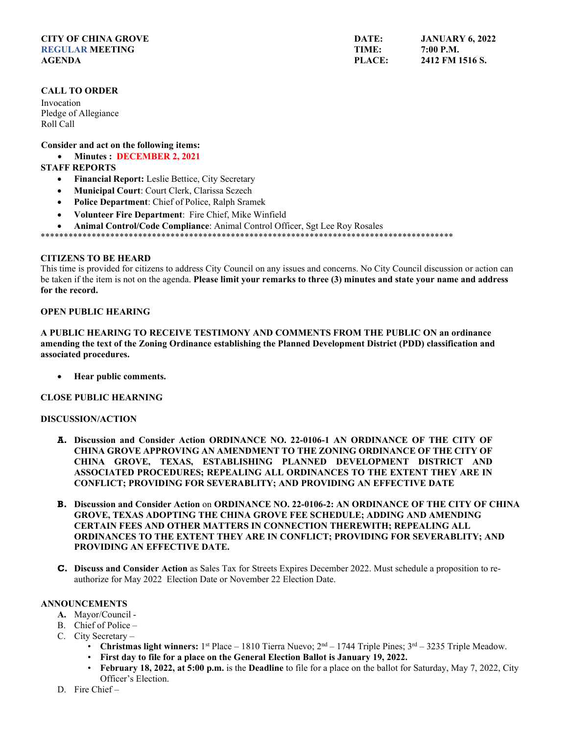**CITY OF CHINA GROVE**
**REGULAR MEETING**
**AGENDA**

**DATE:** **JANUARY 6, 2022**
**TIME:** **7:00 P.M.**
**PLACE:** **2412 FM 1516 S.**

**CALL TO ORDER**

Invocation
Pledge of Allegiance
Roll Call

**Consider and act on the following items:**

- **Minutes : DECEMBER 2, 2021**

**STAFF REPORTS**

- **Financial Report:** Leslie Bettice, City Secretary
- **Municipal Court**: Court Clerk, Clarissa Sczech
- **Police Department**: Chief of Police, Ralph Sramek
- **Volunteer Fire Department**: Fire Chief, Mike Winfield
- **Animal Control/Code Compliance**: Animal Control Officer, Sgt Lee Roy Rosales

*******************************************************************************************

**CITIZENS TO BE HEARD**

This time is provided for citizens to address City Council on any issues and concerns. No City Council discussion or action can be taken if the item is not on the agenda. **Please limit your remarks to three (3) minutes and state your name and address for the record.**

**OPEN PUBLIC HEARING**

**A PUBLIC HEARING TO RECEIVE TESTIMONY AND COMMENTS FROM THE PUBLIC ON an ordinance amending the text of the Zoning Ordinance establishing the Planned Development District (PDD) classification and associated procedures.**

- **Hear public comments.**

**CLOSE PUBLIC HEARNING**

**DISCUSSION/ACTION**

**A.** **Discussion and Consider Action ORDINANCE NO. 22-0106-1 AN ORDINANCE OF THE CITY OF CHINA GROVE APPROVING AN AMENDMENT TO THE ZONING ORDINANCE OF THE CITY OF CHINA GROVE, TEXAS, ESTABLISHING PLANNED DEVELOPMENT DISTRICT AND ASSOCIATED PROCEDURES; REPEALING ALL ORDINANCES TO THE EXTENT THEY ARE IN CONFLICT; PROVIDING FOR SEVERABLITY; AND PROVIDING AN EFFECTIVE DATE**

**B.** **Discussion and Consider Action** on **ORDINANCE NO. 22-0106-2: AN ORDINANCE OF THE CITY OF CHINA GROVE, TEXAS ADOPTING THE CHINA GROVE FEE SCHEDULE; ADDING AND AMENDING CERTAIN FEES AND OTHER MATTERS IN CONNECTION THEREWITH; REPEALING ALL ORDINANCES TO THE EXTENT THEY ARE IN CONFLICT; PROVIDING FOR SEVERABLITY; AND PROVIDING AN EFFECTIVE DATE.**

**C.** **Discuss and Consider Action** as Sales Tax for Streets Expires December 2022. Must schedule a proposition to re-authorize for May 2022 Election Date or November 22 Election Date.

**ANNOUNCEMENTS**

**A.** Mayor/Council -
B. Chief of Police –
C. City Secretary –
   - **Christmas light winners:** 1st Place – 1810 Tierra Nuevo; 2nd – 1744 Triple Pines; 3rd – 3235 Triple Meadow.
   - **First day to file for a place on the General Election Ballot is January 19, 2022.**
   - **February 18, 2022, at 5:00 p.m.** is the **Deadline** to file for a place on the ballot for Saturday, May 7, 2022, City Officer's Election.

D. Fire Chief –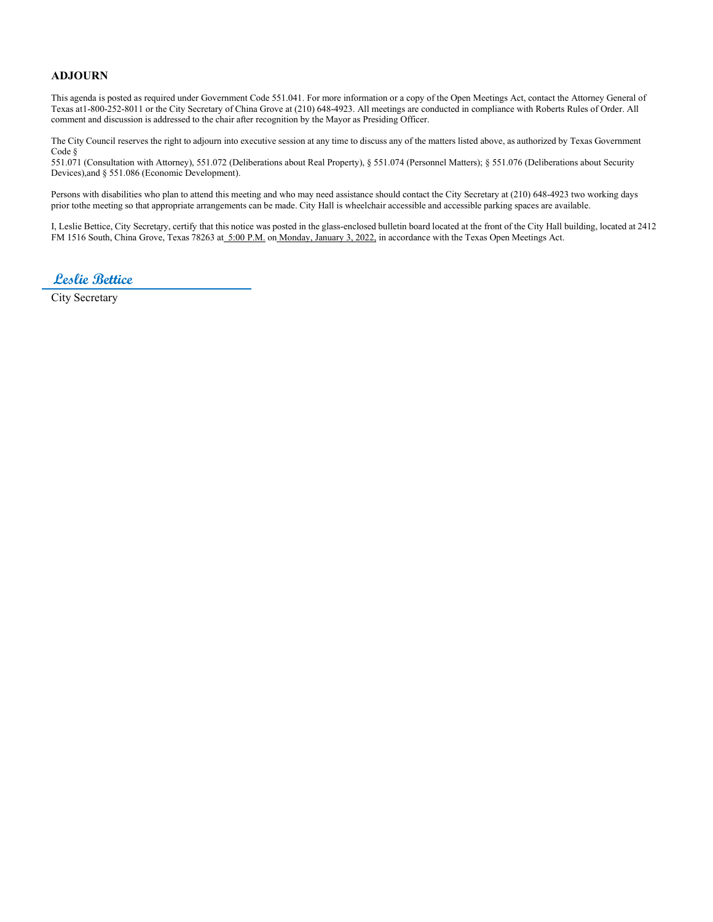## ADJOURN

This agenda is posted as required under Government Code 551.041. For more information or a copy of the Open Meetings Act, contact the Attorney General of Texas at1-800-252-8011 or the City Secretary of China Grove at (210) 648-4923. All meetings are conducted in compliance with Roberts Rules of Order. All comment and discussion is addressed to the chair after recognition by the Mayor as Presiding Officer.

The City Council reserves the right to adjourn into executive session at any time to discuss any of the matters listed above, as authorized by Texas Government Code §
551.071 (Consultation with Attorney), 551.072 (Deliberations about Real Property), § 551.074 (Personnel Matters); § 551.076 (Deliberations about Security Devices),and § 551.086 (Economic Development).

Persons with disabilities who plan to attend this meeting and who may need assistance should contact the City Secretary at (210) 648-4923 two working days prior tothe meeting so that appropriate arrangements can be made. City Hall is wheelchair accessible and accessible parking spaces are available.

I, Leslie Bettice, City Secretary, certify that this notice was posted in the glass-enclosed bulletin board located at the front of the City Hall building, located at 2412 FM 1516 South, China Grove, Texas 78263 at 5:00 P.M. on Monday, January 3, 2022, in accordance with the Texas Open Meetings Act.

*Leslie Bettice*

City Secretary